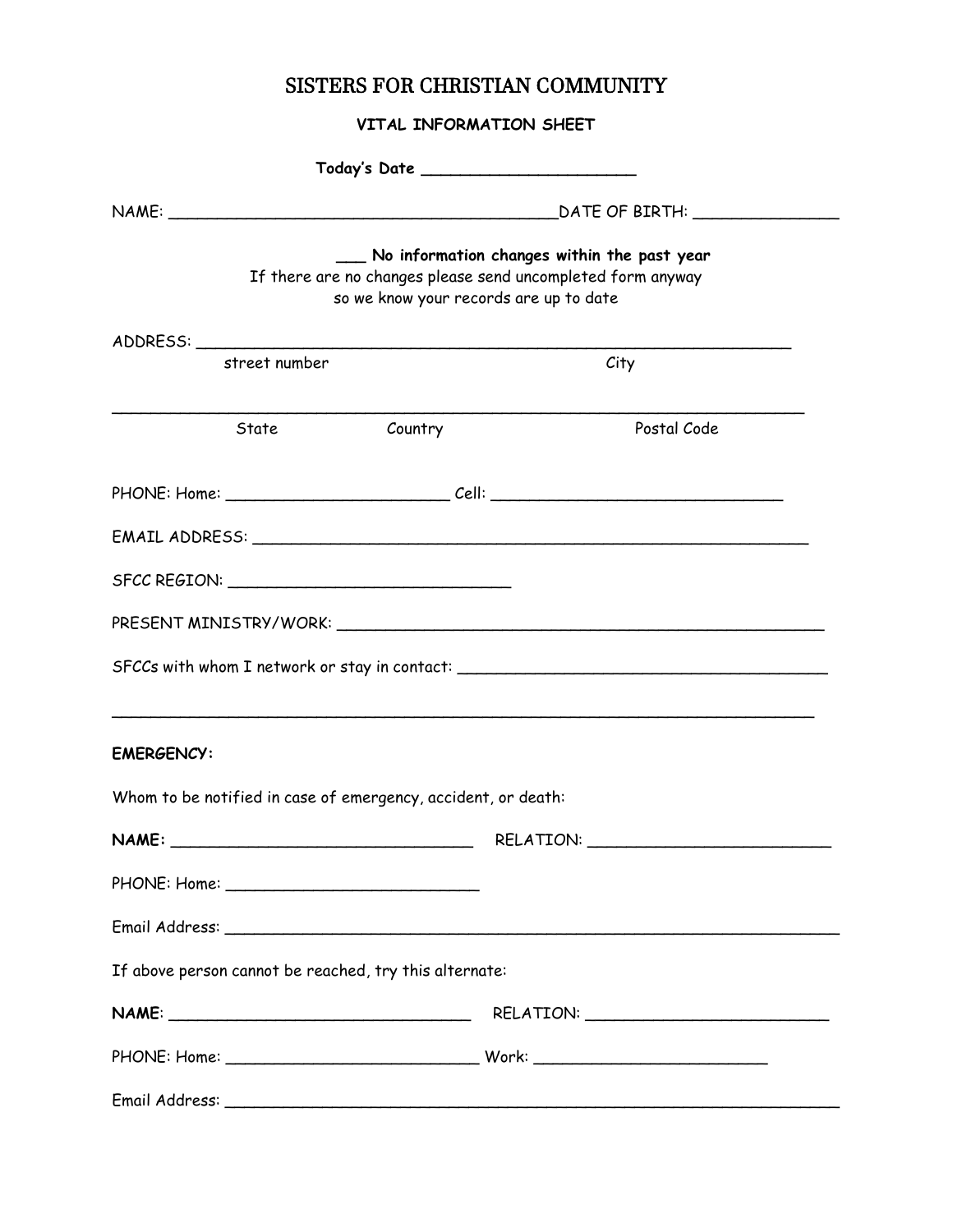# SISTERS FOR CHRISTIAN COMMUNITY

## VITAL INFORMATION SHEET

**Today's Date** ______________________

NAME: ________________________________________DATE OF BIRTH: _______________

**___ No information changes within the past year**
If there are no changes please send uncompleted form anyway
so we know your records are up to date

ADDRESS: ______________________________________________________________
street number City

________________________________________________________________________
State Country Postal Code

PHONE: Home: _______________________ Cell: ______________________________

EMAIL ADDRESS: ________________________________________________________

SFCC REGION: ______________________________

PRESENT MINISTRY/WORK: ___________________________________________________

SFCCs with whom I network or stay in contact: ____________________________________

________________________________________________________________________

**EMERGENCY:**

Whom to be notified in case of emergency, accident, or death:

**NAME:** _______________________________ RELATION: _________________________

PHONE: Home: __________________________

Email Address: __________________________________________________________________

If above person cannot be reached, try this alternate:

**NAME**: _______________________________ RELATION: _________________________

PHONE: Home: __________________________ Work: ________________________

Email Address: __________________________________________________________________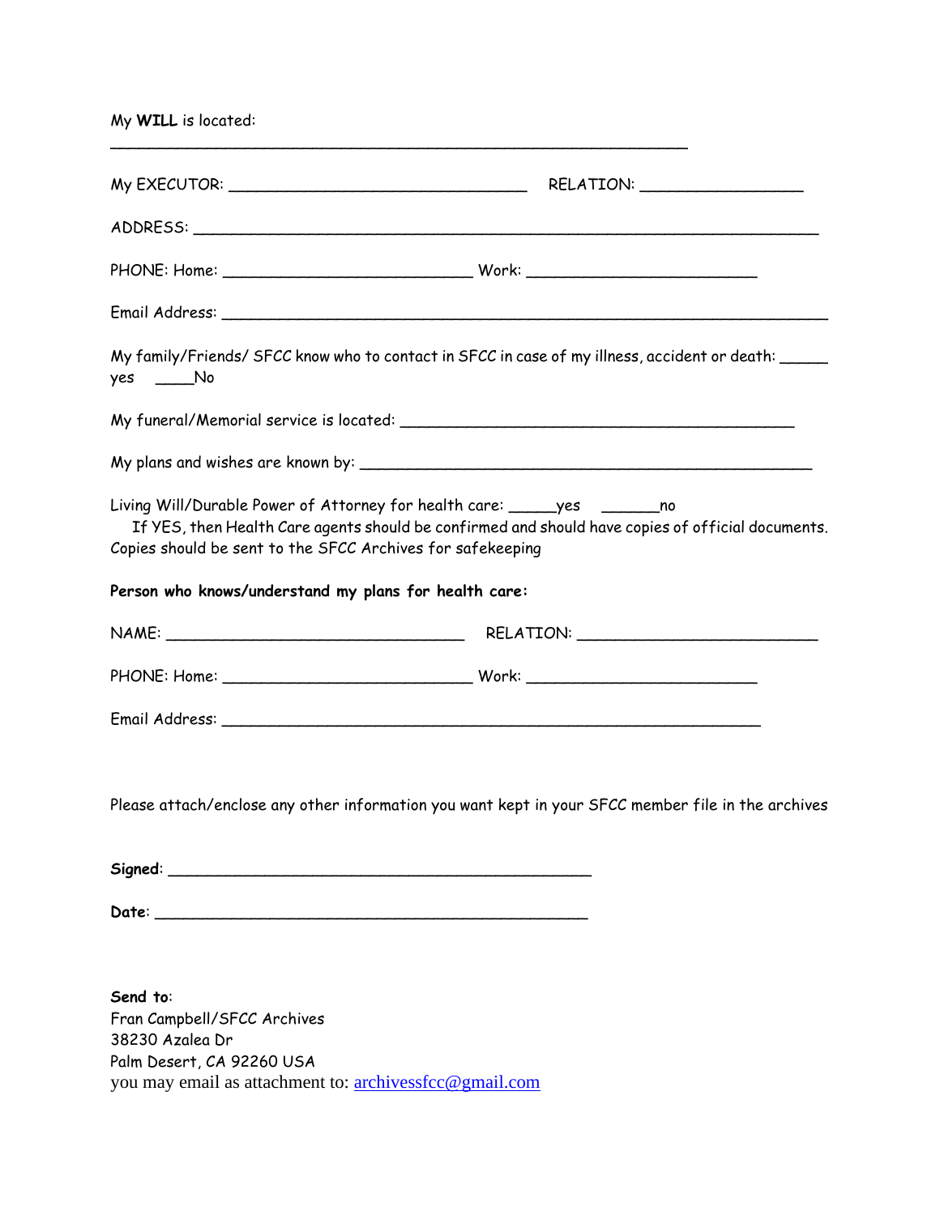My **WILL** is located:
_________________________________________________________________

My EXECUTOR: _________________________________ RELATION: __________________

ADDRESS: ______________________________________________________________________

PHONE: Home: ____________________________ Work: _________________________

Email Address: ____________________________________________________________________

My family/Friends/ SFCC know who to contact in SFCC in case of my illness, accident or death: _____ yes _____No

My funeral/Memorial service is located: ____________________________________________

My plans and wishes are known by: ___________________________________________________

Living Will/Durable Power of Attorney for health care: _____yes _______no
If YES, then Health Care agents should be confirmed and should have copies of official documents. Copies should be sent to the SFCC Archives for safekeeping

**Person who knows/understand my plans for health care:**

NAME: _________________________________ RELATION: ___________________________

PHONE: Home: ____________________________ Work: _________________________

Email Address: ____________________________________________________________

Please attach/enclose any other information you want kept in your SFCC member file in the archives

**Signed**: _______________________________________________

**Date**: ________________________________________________

**Send to**:
Fran Campbell/SFCC Archives
38230 Azalea Dr
Palm Desert, CA 92260 USA
you may email as attachment to: archivessfcc@gmail.com